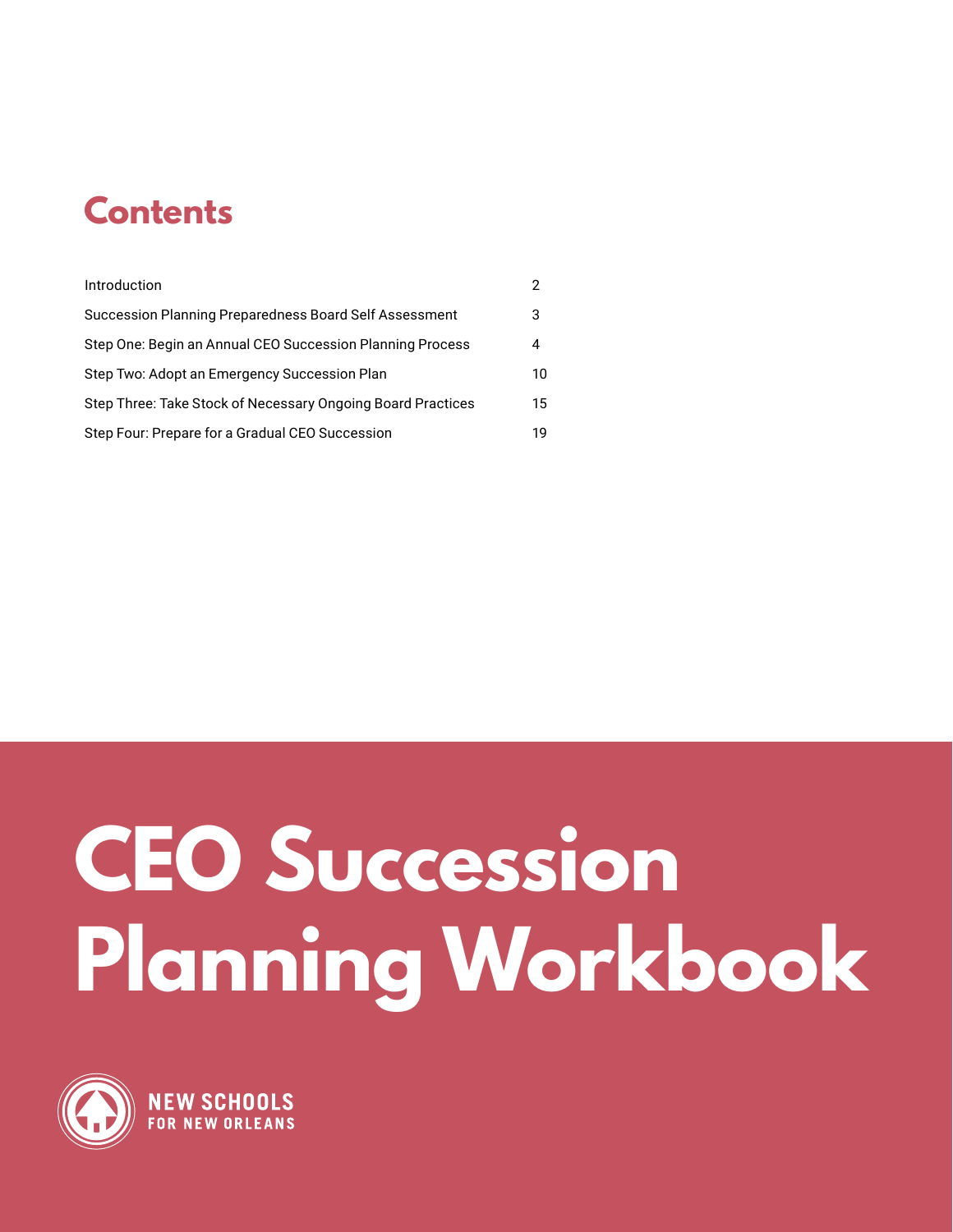# Contents

| | |
|---|---|
| Introduction | 2 |
| Succession Planning Preparedness Board Self Assessment | 3 |
| Step One: Begin an Annual CEO Succession Planning Process | 4 |
| Step Two: Adopt an Emergency Succession Plan | 10 |
| Step Three: Take Stock of Necessary Ongoing Board Practices | 15 |
| Step Four: Prepare for a Gradual CEO Succession | 19 |

# CEO Succession Planning Workbook

NEW SCHOOLS FOR NEW ORLEANS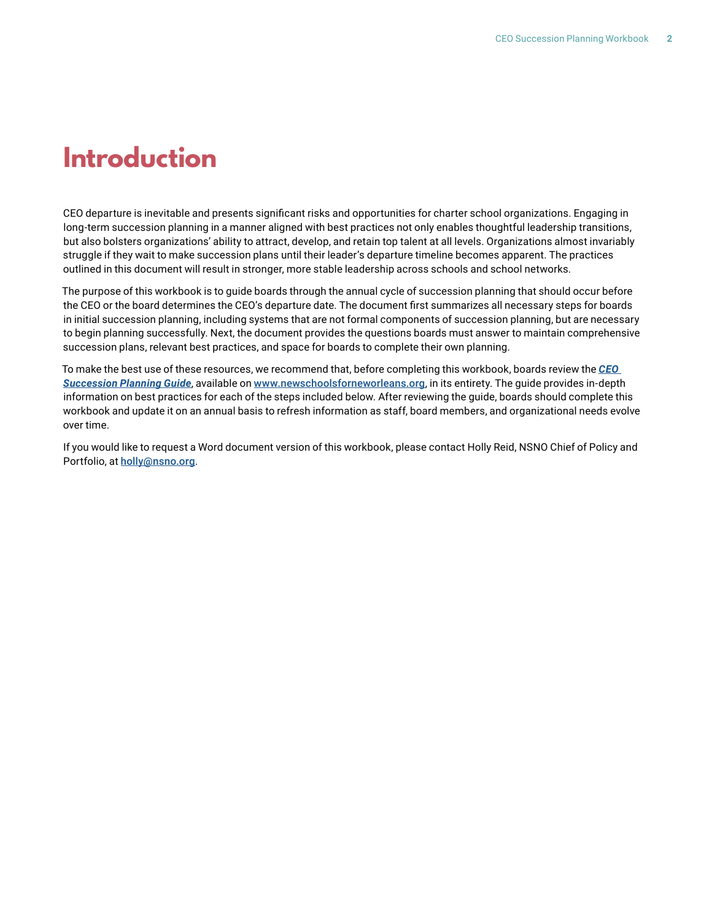# Introduction

CEO departure is inevitable and presents significant risks and opportunities for charter school organizations. Engaging in long-term succession planning in a manner aligned with best practices not only enables thoughtful leadership transitions, but also bolsters organizations' ability to attract, develop, and retain top talent at all levels. Organizations almost invariably struggle if they wait to make succession plans until their leader's departure timeline becomes apparent. The practices outlined in this document will result in stronger, more stable leadership across schools and school networks.

The purpose of this workbook is to guide boards through the annual cycle of succession planning that should occur before the CEO or the board determines the CEO's departure date. The document first summarizes all necessary steps for boards in initial succession planning, including systems that are not formal components of succession planning, but are necessary to begin planning successfully. Next, the document provides the questions boards must answer to maintain comprehensive succession plans, relevant best practices, and space for boards to complete their own planning.

To make the best use of these resources, we recommend that, before completing this workbook, boards review the ***CEO Succession Planning Guide***, available on www.newschoolsforneworleans.org, in its entirety. The guide provides in-depth information on best practices for each of the steps included below. After reviewing the guide, boards should complete this workbook and update it on an annual basis to refresh information as staff, board members, and organizational needs evolve over time.

If you would like to request a Word document version of this workbook, please contact Holly Reid, NSNO Chief of Policy and Portfolio, at holly@nsno.org.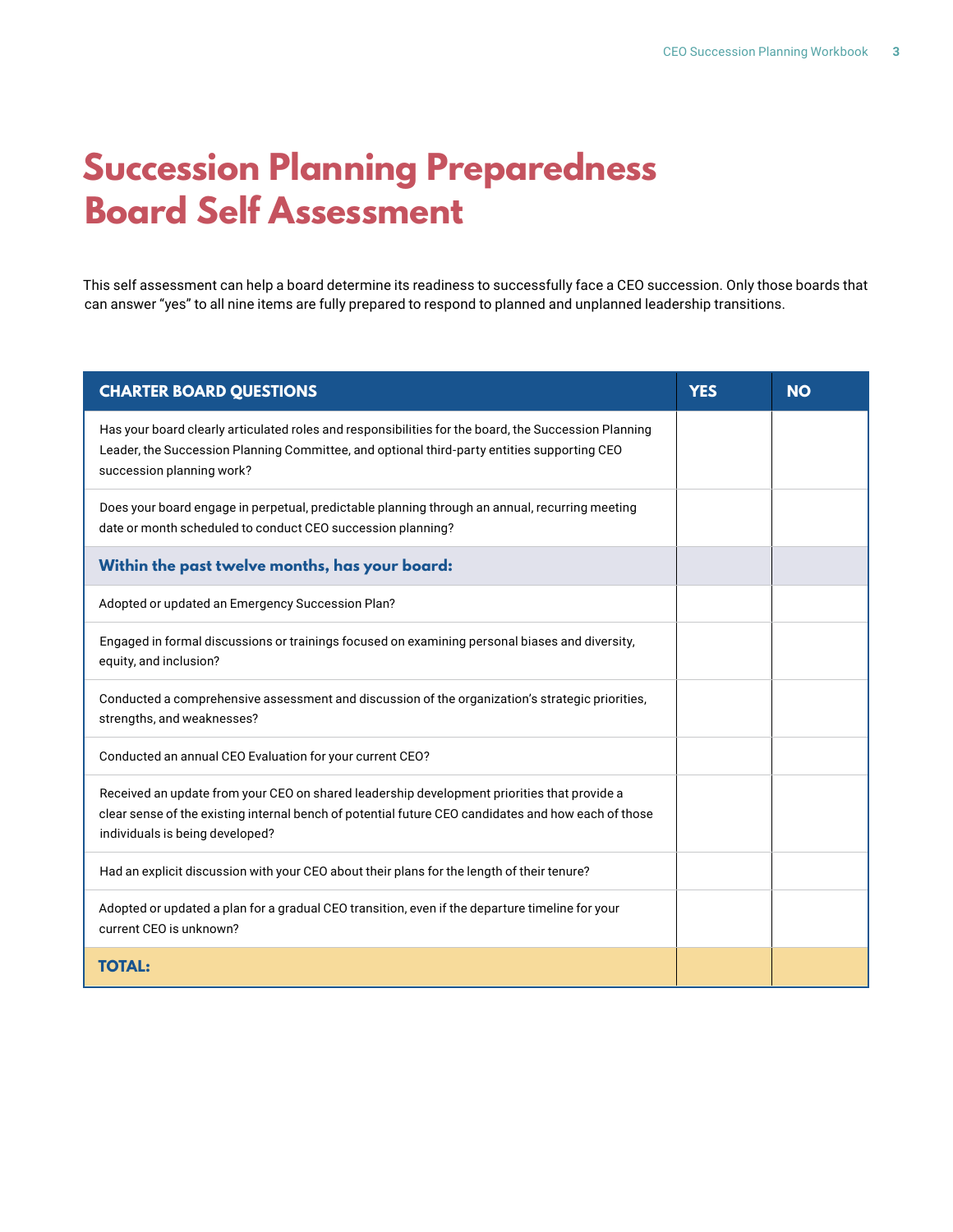# Succession Planning Preparedness Board Self Assessment

This self assessment can help a board determine its readiness to successfully face a CEO succession. Only those boards that can answer "yes" to all nine items are fully prepared to respond to planned and unplanned leadership transitions.

| CHARTER BOARD QUESTIONS | YES | NO |
|---|---|---|
| Has your board clearly articulated roles and responsibilities for the board, the Succession Planning Leader, the Succession Planning Committee, and optional third-party entities supporting CEO succession planning work? | | |
| Does your board engage in perpetual, predictable planning through an annual, recurring meeting date or month scheduled to conduct CEO succession planning? | | |
| **Within the past twelve months, has your board:** | | |
| Adopted or updated an Emergency Succession Plan? | | |
| Engaged in formal discussions or trainings focused on examining personal biases and diversity, equity, and inclusion? | | |
| Conducted a comprehensive assessment and discussion of the organization's strategic priorities, strengths, and weaknesses? | | |
| Conducted an annual CEO Evaluation for your current CEO? | | |
| Received an update from your CEO on shared leadership development priorities that provide a clear sense of the existing internal bench of potential future CEO candidates and how each of those individuals is being developed? | | |
| Had an explicit discussion with your CEO about their plans for the length of their tenure? | | |
| Adopted or updated a plan for a gradual CEO transition, even if the departure timeline for your current CEO is unknown? | | |
| **TOTAL:** | | |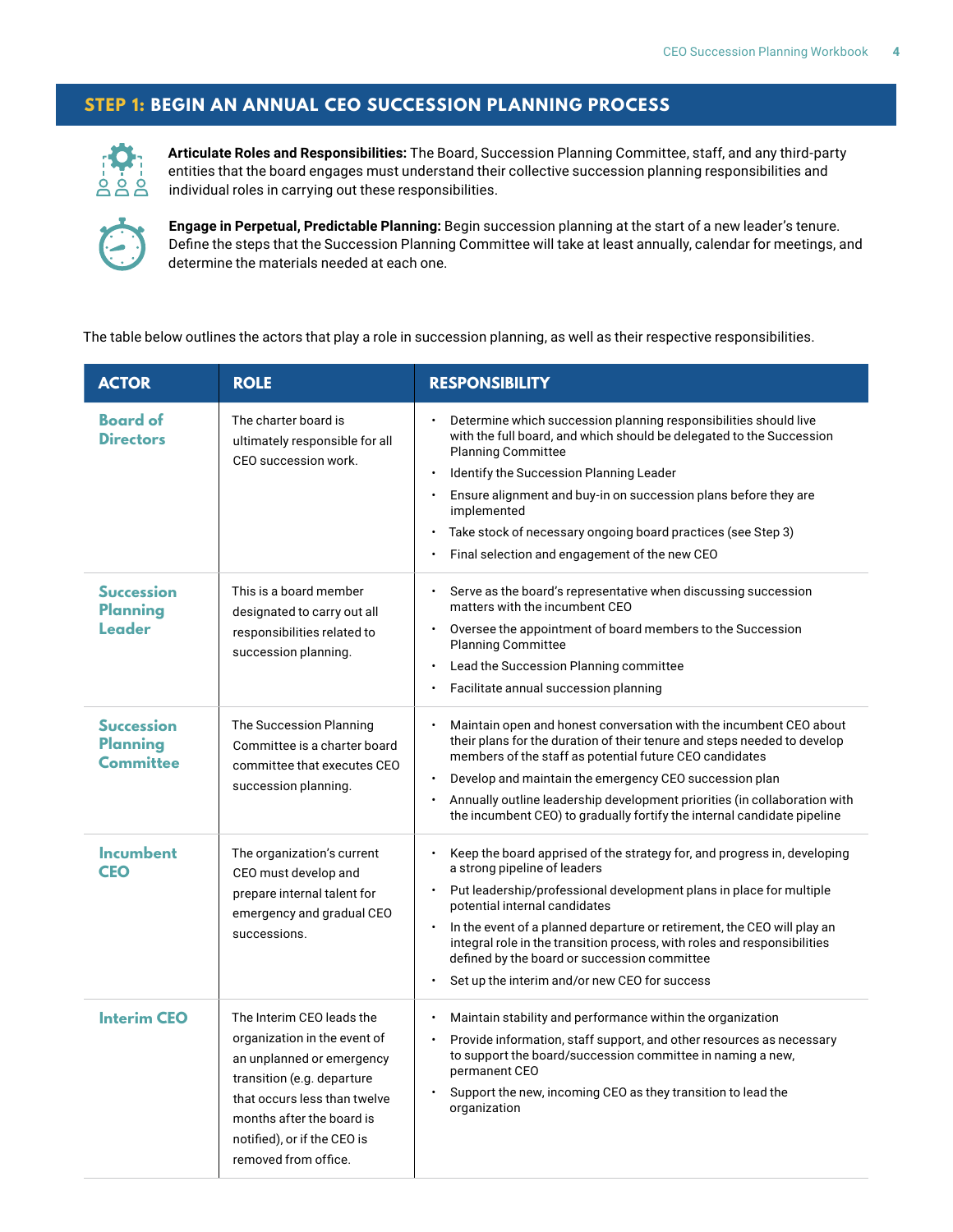## STEP 1: BEGIN AN ANNUAL CEO SUCCESSION PLANNING PROCESS

**Articulate Roles and Responsibilities:** The Board, Succession Planning Committee, staff, and any third-party entities that the board engages must understand their collective succession planning responsibilities and individual roles in carrying out these responsibilities.

**Engage in Perpetual, Predictable Planning:** Begin succession planning at the start of a new leader's tenure. Define the steps that the Succession Planning Committee will take at least annually, calendar for meetings, and determine the materials needed at each one.

The table below outlines the actors that play a role in succession planning, as well as their respective responsibilities.

| ACTOR | ROLE | RESPONSIBILITY |
|---|---|---|
| **Board of Directors** | The charter board is ultimately responsible for all CEO succession work. | • Determine which succession planning responsibilities should live with the full board, and which should be delegated to the Succession Planning Committee<br>• Identify the Succession Planning Leader<br>• Ensure alignment and buy-in on succession plans before they are implemented<br>• Take stock of necessary ongoing board practices (see Step 3)<br>• Final selection and engagement of the new CEO |
| **Succession Planning Leader** | This is a board member designated to carry out all responsibilities related to succession planning. | • Serve as the board's representative when discussing succession matters with the incumbent CEO<br>• Oversee the appointment of board members to the Succession Planning Committee<br>• Lead the Succession Planning committee<br>• Facilitate annual succession planning |
| **Succession Planning Committee** | The Succession Planning Committee is a charter board committee that executes CEO succession planning. | • Maintain open and honest conversation with the incumbent CEO about their plans for the duration of their tenure and steps needed to develop members of the staff as potential future CEO candidates<br>• Develop and maintain the emergency CEO succession plan<br>• Annually outline leadership development priorities (in collaboration with the incumbent CEO) to gradually fortify the internal candidate pipeline |
| **Incumbent CEO** | The organization's current CEO must develop and prepare internal talent for emergency and gradual CEO successions. | • Keep the board apprised of the strategy for, and progress in, developing a strong pipeline of leaders<br>• Put leadership/professional development plans in place for multiple potential internal candidates<br>• In the event of a planned departure or retirement, the CEO will play an integral role in the transition process, with roles and responsibilities defined by the board or succession committee<br>• Set up the interim and/or new CEO for success |
| **Interim CEO** | The Interim CEO leads the organization in the event of an unplanned or emergency transition (e.g. departure that occurs less than twelve months after the board is notified), or if the CEO is removed from office. | • Maintain stability and performance within the organization<br>• Provide information, staff support, and other resources as necessary to support the board/succession committee in naming a new, permanent CEO<br>• Support the new, incoming CEO as they transition to lead the organization |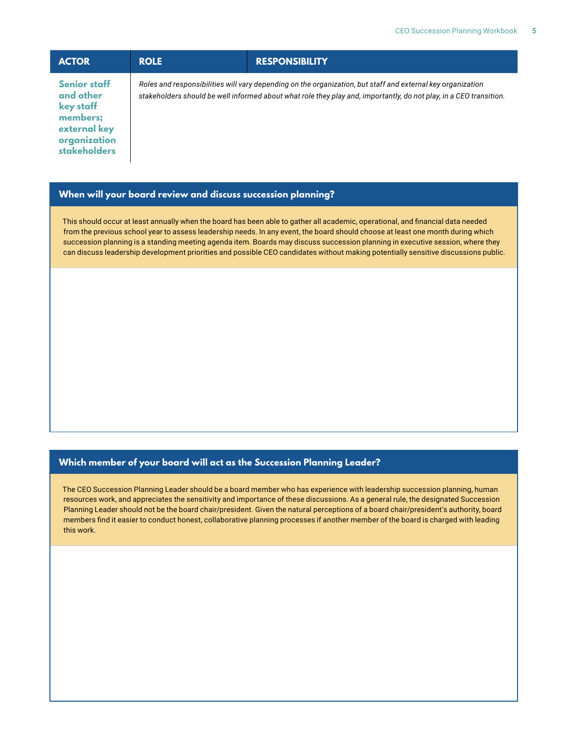| ACTOR | ROLE | RESPONSIBILITY |
| --- | --- | --- |
| **Senior staff and other key staff members; external key organization stakeholders** | *Roles and responsibilities will vary depending on the organization, but staff and external key organization stakeholders should be well informed about what role they play and, importantly, do not play, in a CEO transition.* | |

## When will your board review and discuss succession planning?

This should occur at least annually when the board has been able to gather all academic, operational, and financial data needed from the previous school year to assess leadership needs. In any event, the board should choose at least one month during which succession planning is a standing meeting agenda item. Boards may discuss succession planning in executive session, where they can discuss leadership development priorities and possible CEO candidates without making potentially sensitive discussions public.

## Which member of your board will act as the Succession Planning Leader?

The CEO Succession Planning Leader should be a board member who has experience with leadership succession planning, human resources work, and appreciates the sensitivity and importance of these discussions. As a general rule, the designated Succession Planning Leader should not be the board chair/president. Given the natural perceptions of a board chair/president's authority, board members find it easier to conduct honest, collaborative planning processes if another member of the board is charged with leading this work.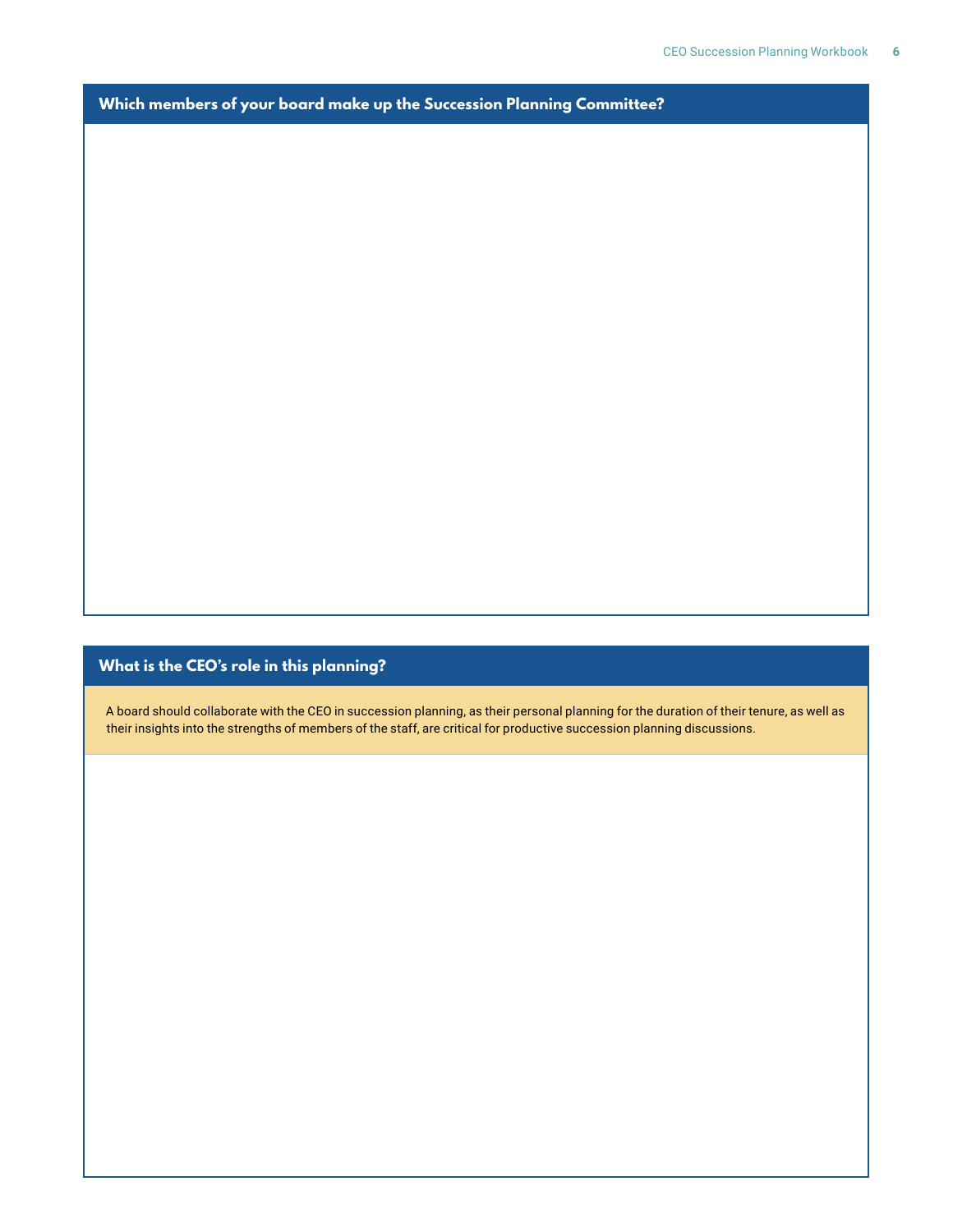## Which members of your board make up the Succession Planning Committee?

## What is the CEO's role in this planning?

A board should collaborate with the CEO in succession planning, as their personal planning for the duration of their tenure, as well as their insights into the strengths of members of the staff, are critical for productive succession planning discussions.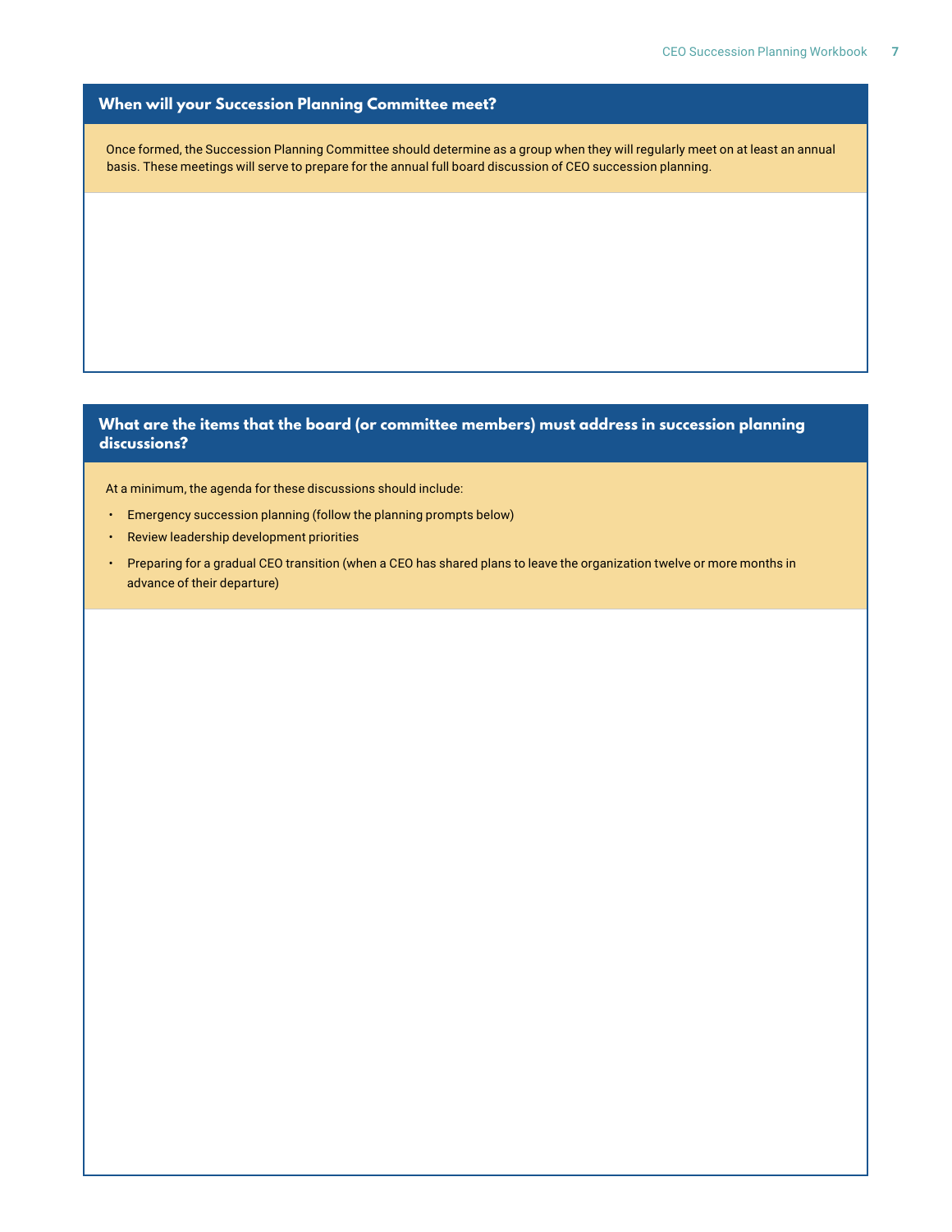## When will your Succession Planning Committee meet?

Once formed, the Succession Planning Committee should determine as a group when they will regularly meet on at least an annual basis. These meetings will serve to prepare for the annual full board discussion of CEO succession planning.

## What are the items that the board (or committee members) must address in succession planning discussions?

At a minimum, the agenda for these discussions should include:

- Emergency succession planning (follow the planning prompts below)
- Review leadership development priorities
- Preparing for a gradual CEO transition (when a CEO has shared plans to leave the organization twelve or more months in advance of their departure)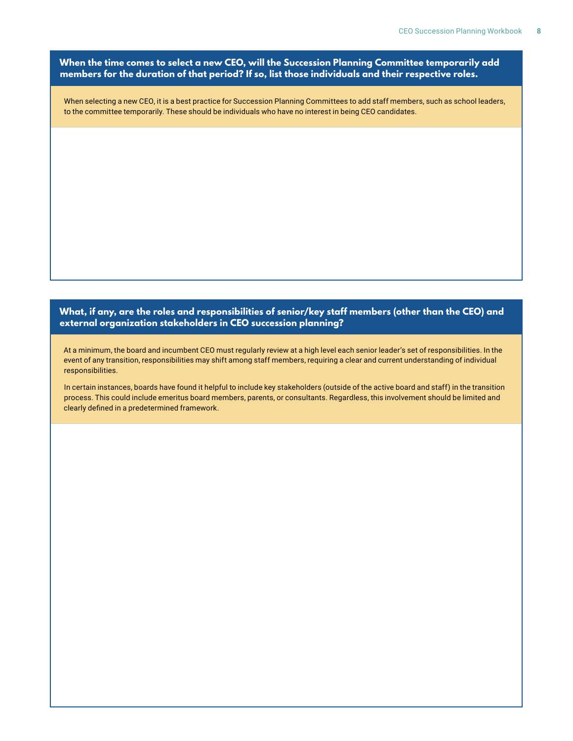## When the time comes to select a new CEO, will the Succession Planning Committee temporarily add members for the duration of that period? If so, list those individuals and their respective roles.

When selecting a new CEO, it is a best practice for Succession Planning Committees to add staff members, such as school leaders, to the committee temporarily. These should be individuals who have no interest in being CEO candidates.

## What, if any, are the roles and responsibilities of senior/key staff members (other than the CEO) and external organization stakeholders in CEO succession planning?

At a minimum, the board and incumbent CEO must regularly review at a high level each senior leader's set of responsibilities. In the event of any transition, responsibilities may shift among staff members, requiring a clear and current understanding of individual responsibilities.

In certain instances, boards have found it helpful to include key stakeholders (outside of the active board and staff) in the transition process. This could include emeritus board members, parents, or consultants. Regardless, this involvement should be limited and clearly defined in a predetermined framework.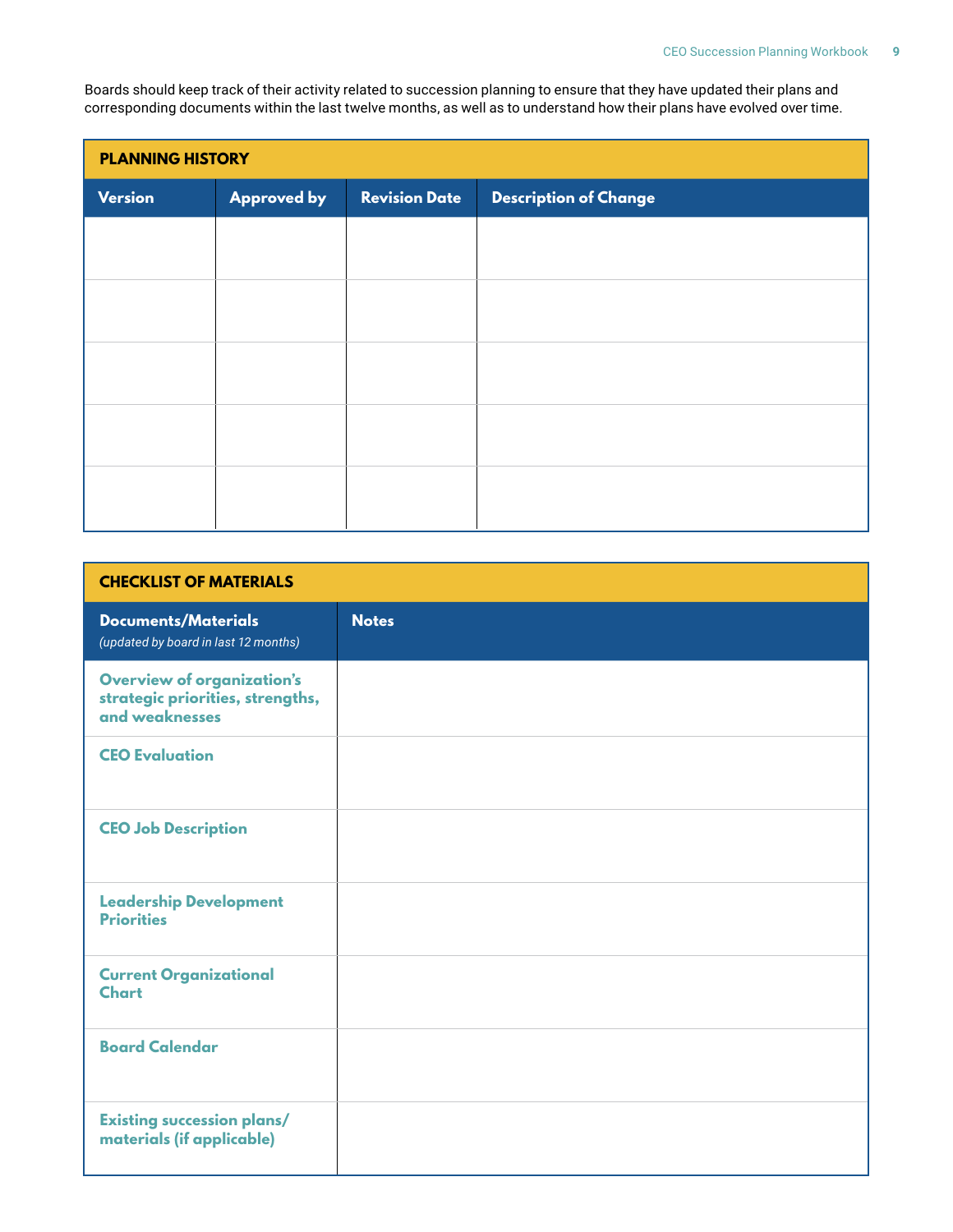Boards should keep track of their activity related to succession planning to ensure that they have updated their plans and corresponding documents within the last twelve months, as well as to understand how their plans have evolved over time.

| PLANNING HISTORY | | | |
|---|---|---|---|
| **Version** | **Approved by** | **Revision Date** | **Description of Change** |
| | | | |
| | | | |
| | | | |
| | | | |
| | | | |

| CHECKLIST OF MATERIALS | |
|---|---|
| **Documents/Materials** *(updated by board in last 12 months)* | **Notes** |
| **Overview of organization's strategic priorities, strengths, and weaknesses** | |
| **CEO Evaluation** | |
| **CEO Job Description** | |
| **Leadership Development Priorities** | |
| **Current Organizational Chart** | |
| **Board Calendar** | |
| **Existing succession plans/ materials (if applicable)** | |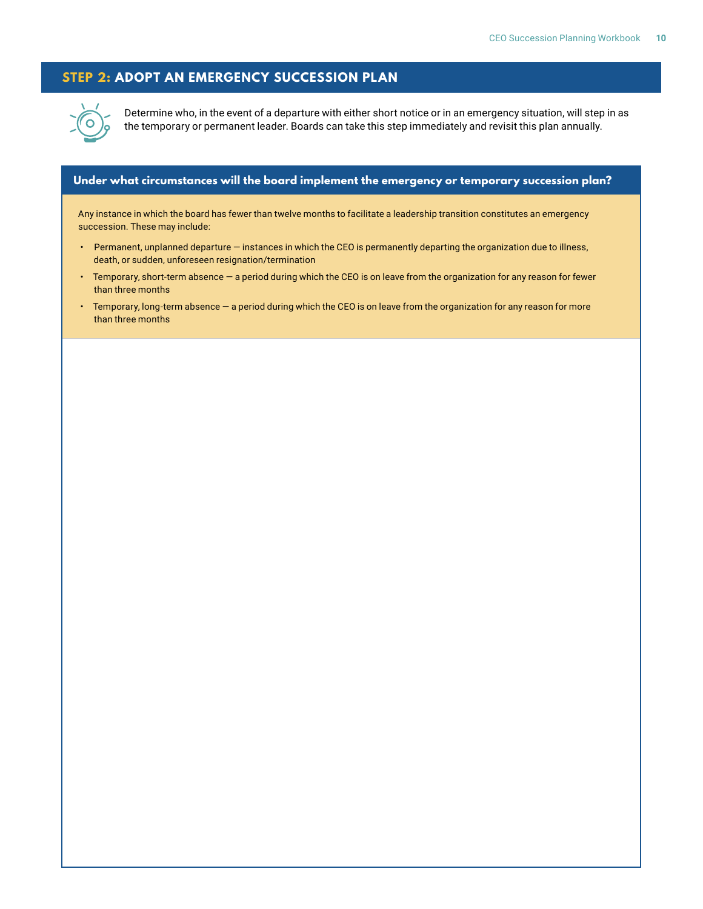## STEP 2: ADOPT AN EMERGENCY SUCCESSION PLAN

Determine who, in the event of a departure with either short notice or in an emergency situation, will step in as the temporary or permanent leader. Boards can take this step immediately and revisit this plan annually.

### Under what circumstances will the board implement the emergency or temporary succession plan?

Any instance in which the board has fewer than twelve months to facilitate a leadership transition constitutes an emergency succession. These may include:

- Permanent, unplanned departure — instances in which the CEO is permanently departing the organization due to illness, death, or sudden, unforeseen resignation/termination
- Temporary, short-term absence — a period during which the CEO is on leave from the organization for any reason for fewer than three months
- Temporary, long-term absence — a period during which the CEO is on leave from the organization for any reason for more than three months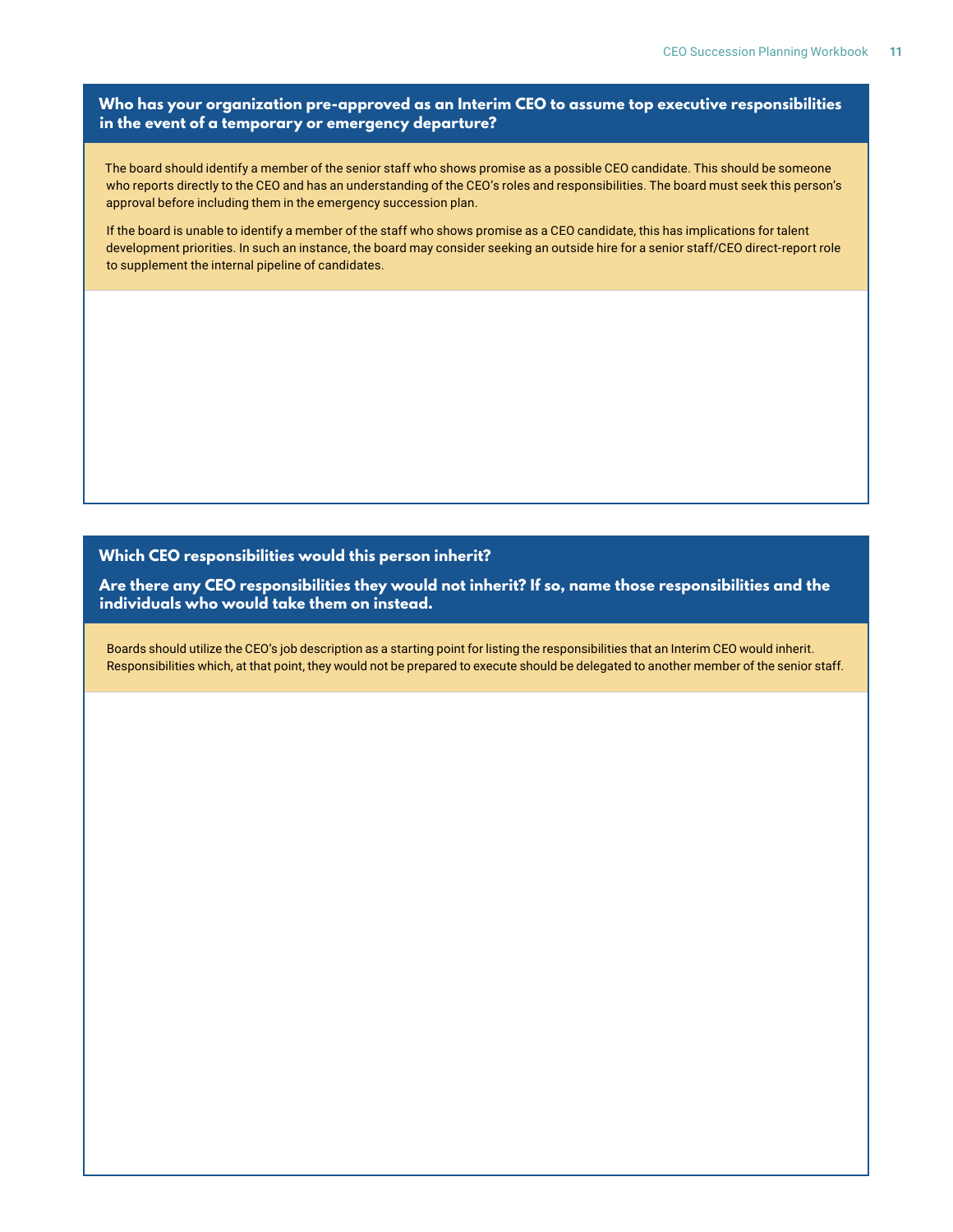### Who has your organization pre-approved as an Interim CEO to assume top executive responsibilities in the event of a temporary or emergency departure?

The board should identify a member of the senior staff who shows promise as a possible CEO candidate. This should be someone who reports directly to the CEO and has an understanding of the CEO's roles and responsibilities. The board must seek this person's approval before including them in the emergency succession plan.

If the board is unable to identify a member of the staff who shows promise as a CEO candidate, this has implications for talent development priorities. In such an instance, the board may consider seeking an outside hire for a senior staff/CEO direct-report role to supplement the internal pipeline of candidates.

### Which CEO responsibilities would this person inherit?

### Are there any CEO responsibilities they would not inherit? If so, name those responsibilities and the individuals who would take them on instead.

Boards should utilize the CEO's job description as a starting point for listing the responsibilities that an Interim CEO would inherit. Responsibilities which, at that point, they would not be prepared to execute should be delegated to another member of the senior staff.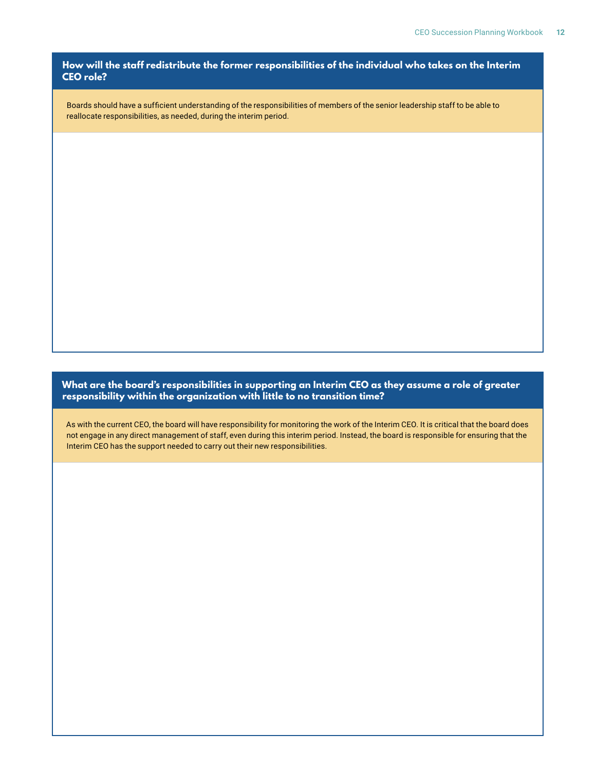### How will the staff redistribute the former responsibilities of the individual who takes on the Interim CEO role?

Boards should have a sufficient understanding of the responsibilities of members of the senior leadership staff to be able to reallocate responsibilities, as needed, during the interim period.

### What are the board's responsibilities in supporting an Interim CEO as they assume a role of greater responsibility within the organization with little to no transition time?

As with the current CEO, the board will have responsibility for monitoring the work of the Interim CEO. It is critical that the board does not engage in any direct management of staff, even during this interim period. Instead, the board is responsible for ensuring that the Interim CEO has the support needed to carry out their new responsibilities.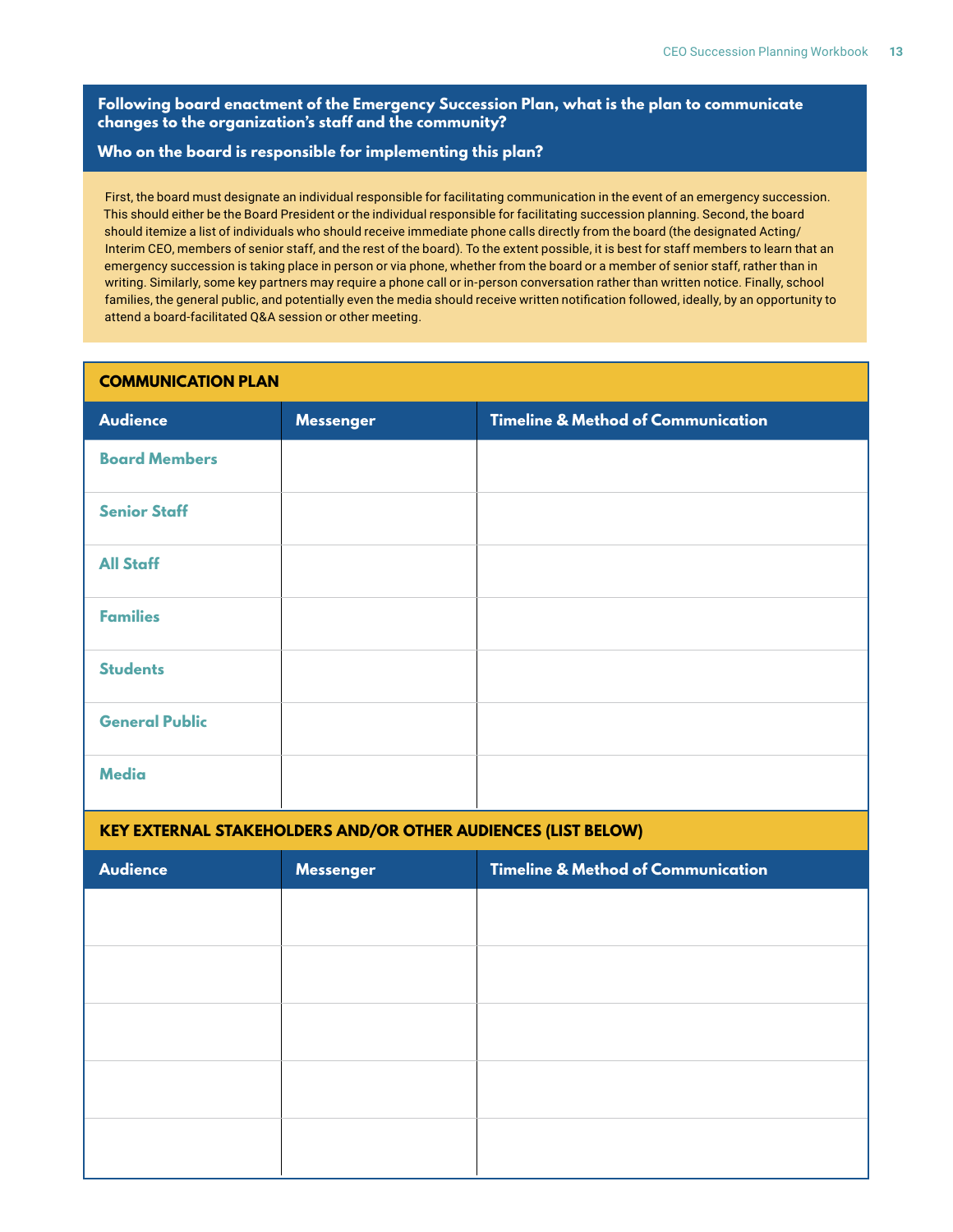**Following board enactment of the Emergency Succession Plan, what is the plan to communicate changes to the organization's staff and the community?**

**Who on the board is responsible for implementing this plan?**

First, the board must designate an individual responsible for facilitating communication in the event of an emergency succession. This should either be the Board President or the individual responsible for facilitating succession planning. Second, the board should itemize a list of individuals who should receive immediate phone calls directly from the board (the designated Acting/Interim CEO, members of senior staff, and the rest of the board). To the extent possible, it is best for staff members to learn that an emergency succession is taking place in person or via phone, whether from the board or a member of senior staff, rather than in writing. Similarly, some key partners may require a phone call or in-person conversation rather than written notice. Finally, school families, the general public, and potentially even the media should receive written notification followed, ideally, by an opportunity to attend a board-facilitated Q&A session or other meeting.

## COMMUNICATION PLAN

| Audience | Messenger | Timeline & Method of Communication |
|---|---|---|
| Board Members | | |
| Senior Staff | | |
| All Staff | | |
| Families | | |
| Students | | |
| General Public | | |
| Media | | |

## KEY EXTERNAL STAKEHOLDERS AND/OR OTHER AUDIENCES (LIST BELOW)

| Audience | Messenger | Timeline & Method of Communication |
|---|---|---|
| | | |
| | | |
| | | |
| | | |
| | | |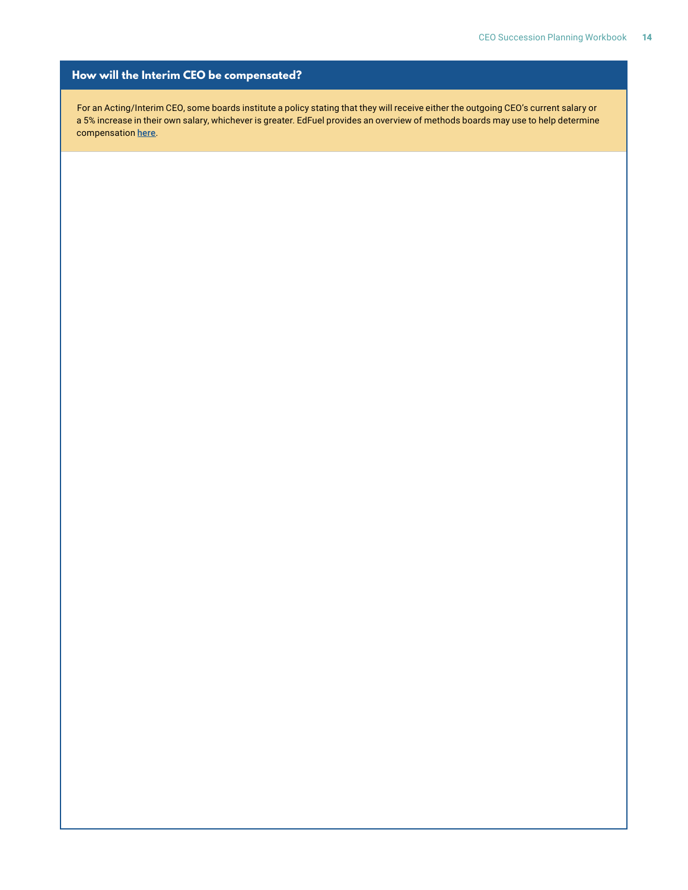## How will the Interim CEO be compensated?

For an Acting/Interim CEO, some boards institute a policy stating that they will receive either the outgoing CEO's current salary or a 5% increase in their own salary, whichever is greater. EdFuel provides an overview of methods boards may use to help determine compensation [here](#).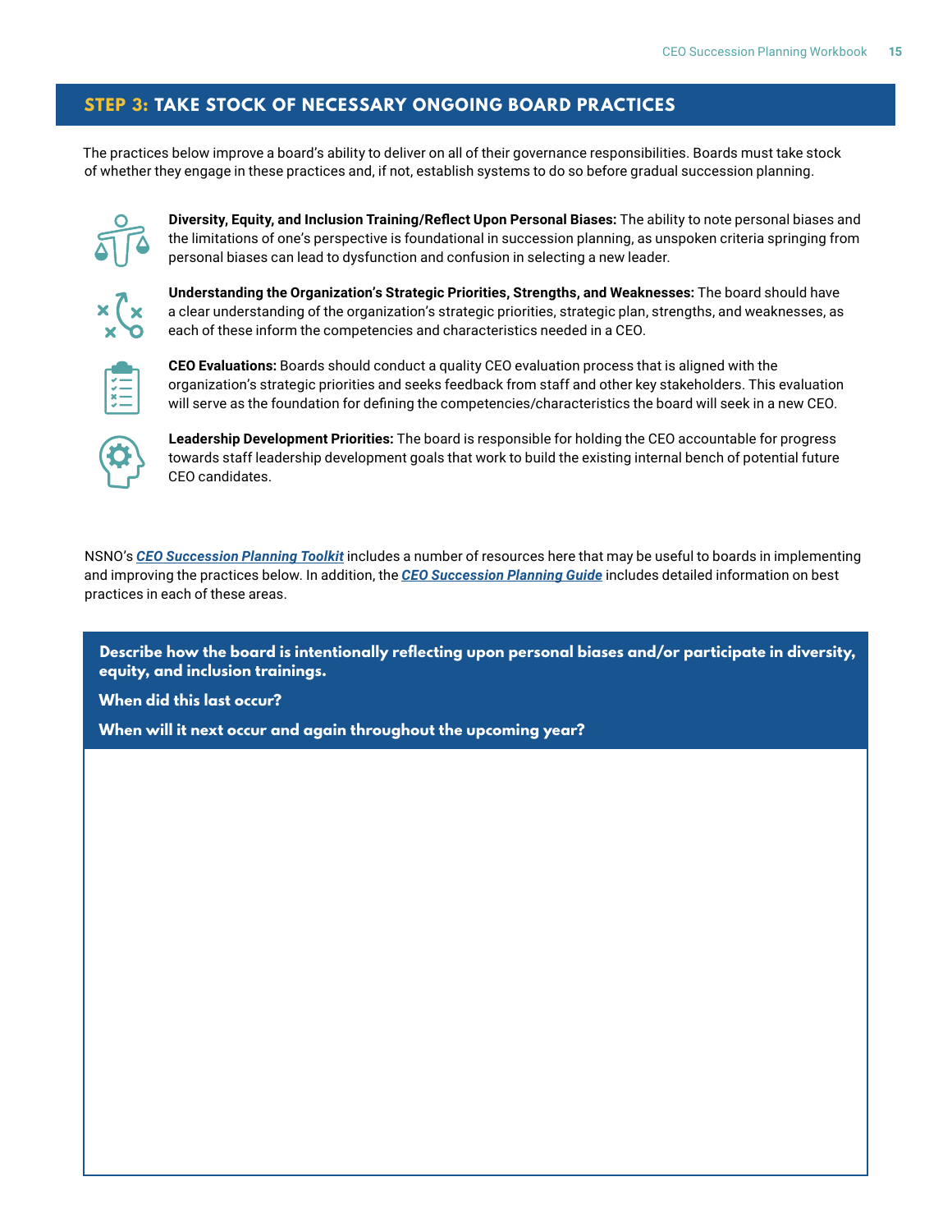## STEP 3: TAKE STOCK OF NECESSARY ONGOING BOARD PRACTICES

The practices below improve a board's ability to deliver on all of their governance responsibilities. Boards must take stock of whether they engage in these practices and, if not, establish systems to do so before gradual succession planning.

**Diversity, Equity, and Inclusion Training/Reflect Upon Personal Biases:** The ability to note personal biases and the limitations of one's perspective is foundational in succession planning, as unspoken criteria springing from personal biases can lead to dysfunction and confusion in selecting a new leader.

**Understanding the Organization's Strategic Priorities, Strengths, and Weaknesses:** The board should have a clear understanding of the organization's strategic priorities, strategic plan, strengths, and weaknesses, as each of these inform the competencies and characteristics needed in a CEO.

**CEO Evaluations:** Boards should conduct a quality CEO evaluation process that is aligned with the organization's strategic priorities and seeks feedback from staff and other key stakeholders. This evaluation will serve as the foundation for defining the competencies/characteristics the board will seek in a new CEO.

**Leadership Development Priorities:** The board is responsible for holding the CEO accountable for progress towards staff leadership development goals that work to build the existing internal bench of potential future CEO candidates.

NSNO's ***CEO Succession Planning Toolkit*** includes a number of resources here that may be useful to boards in implementing and improving the practices below. In addition, the ***CEO Succession Planning Guide*** includes detailed information on best practices in each of these areas.

**Describe how the board is intentionally reflecting upon personal biases and/or participate in diversity, equity, and inclusion trainings.**

**When did this last occur?**

**When will it next occur and again throughout the upcoming year?**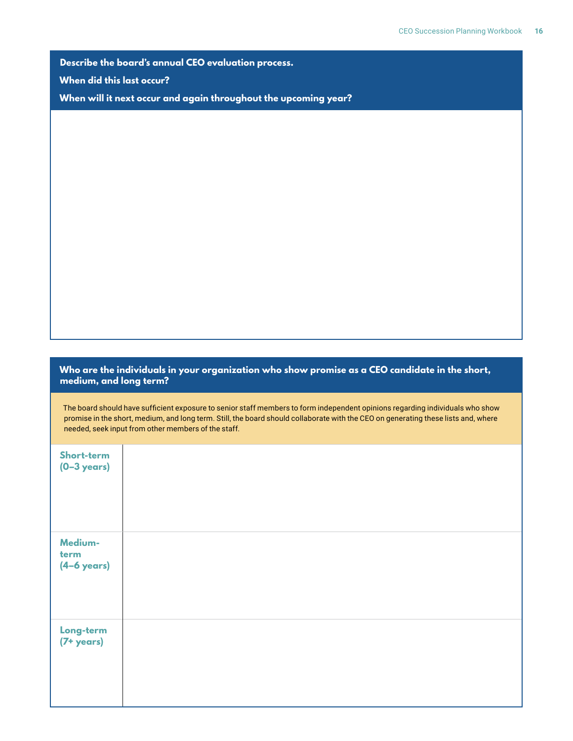**Describe the board's annual CEO evaluation process.**

**When did this last occur?**

**When will it next occur and again throughout the upcoming year?**

**Who are the individuals in your organization who show promise as a CEO candidate in the short, medium, and long term?**

The board should have sufficient exposure to senior staff members to form independent opinions regarding individuals who show promise in the short, medium, and long term. Still, the board should collaborate with the CEO on generating these lists and, where needed, seek input from other members of the staff.

| | |
|---|---|
| **Short-term (0–3 years)** | |
| **Medium-term (4–6 years)** | |
| **Long-term (7+ years)** | |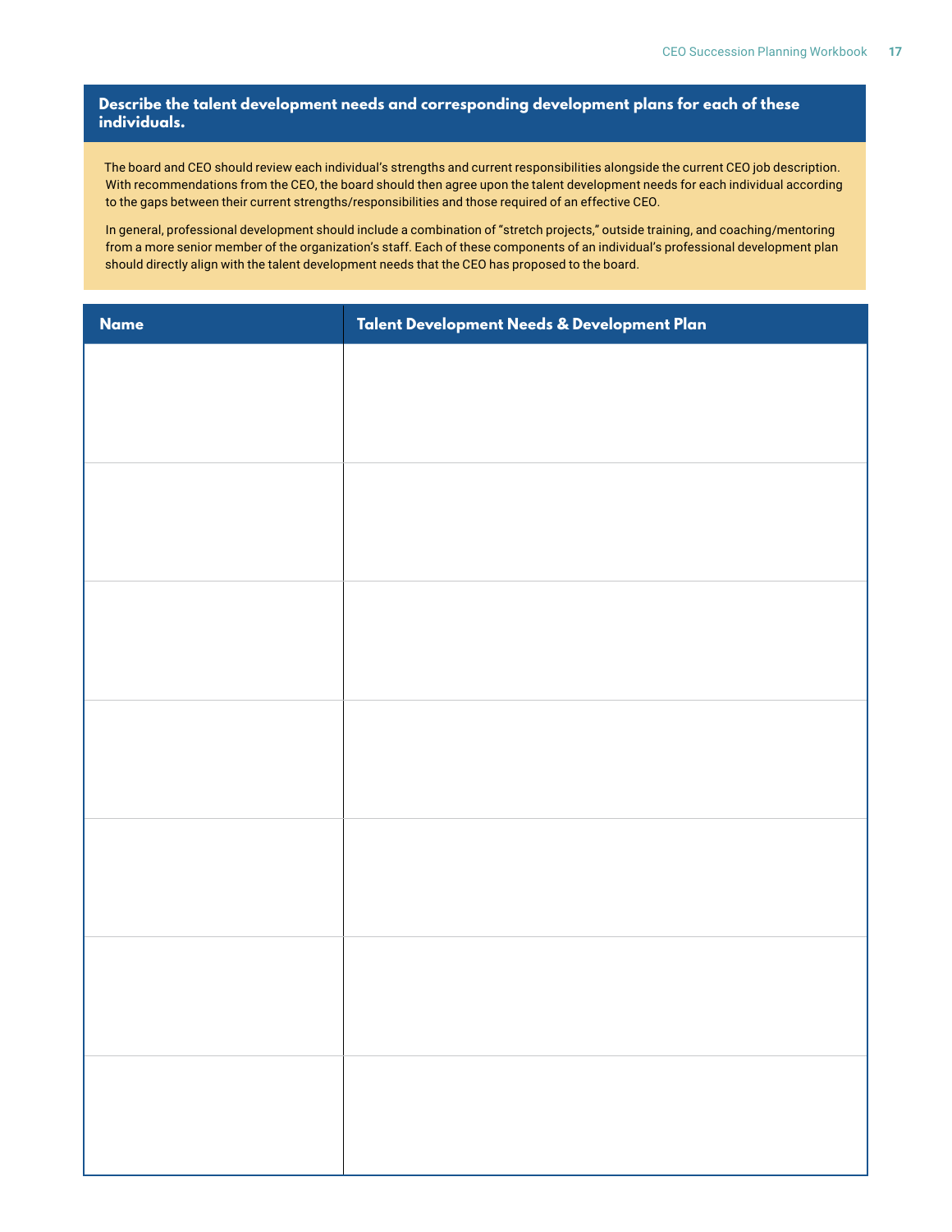## Describe the talent development needs and corresponding development plans for each of these individuals.

The board and CEO should review each individual's strengths and current responsibilities alongside the current CEO job description. With recommendations from the CEO, the board should then agree upon the talent development needs for each individual according to the gaps between their current strengths/responsibilities and those required of an effective CEO.

In general, professional development should include a combination of "stretch projects," outside training, and coaching/mentoring from a more senior member of the organization's staff. Each of these components of an individual's professional development plan should directly align with the talent development needs that the CEO has proposed to the board.

| Name | Talent Development Needs & Development Plan |
| --- | --- |
| | |
| | |
| | |
| | |
| | |
| | |
| | |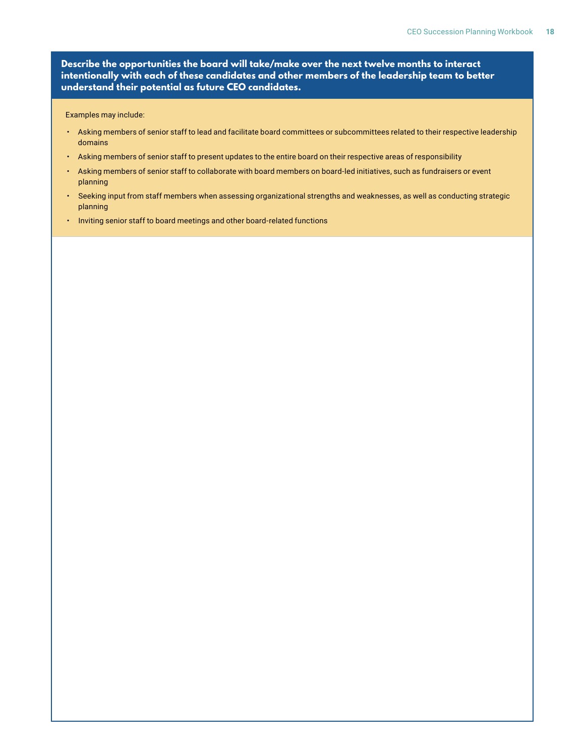**Describe the opportunities the board will take/make over the next twelve months to interact intentionally with each of these candidates and other members of the leadership team to better understand their potential as future CEO candidates.**

Examples may include:

- Asking members of senior staff to lead and facilitate board committees or subcommittees related to their respective leadership domains
- Asking members of senior staff to present updates to the entire board on their respective areas of responsibility
- Asking members of senior staff to collaborate with board members on board-led initiatives, such as fundraisers or event planning
- Seeking input from staff members when assessing organizational strengths and weaknesses, as well as conducting strategic planning
- Inviting senior staff to board meetings and other board-related functions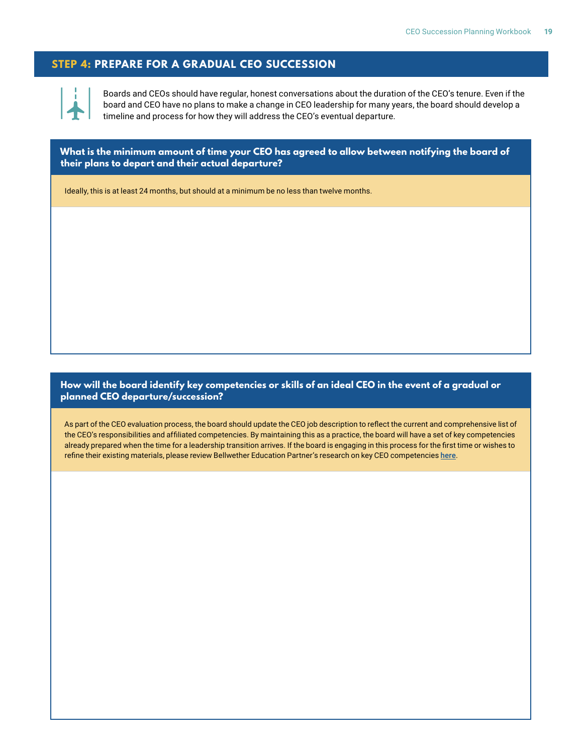## STEP 4: PREPARE FOR A GRADUAL CEO SUCCESSION

Boards and CEOs should have regular, honest conversations about the duration of the CEO's tenure. Even if the board and CEO have no plans to make a change in CEO leadership for many years, the board should develop a timeline and process for how they will address the CEO's eventual departure.

### What is the minimum amount of time your CEO has agreed to allow between notifying the board of their plans to depart and their actual departure?

Ideally, this is at least 24 months, but should at a minimum be no less than twelve months.

### How will the board identify key competencies or skills of an ideal CEO in the event of a gradual or planned CEO departure/succession?

As part of the CEO evaluation process, the board should update the CEO job description to reflect the current and comprehensive list of the CEO's responsibilities and affiliated competencies. By maintaining this as a practice, the board will have a set of key competencies already prepared when the time for a leadership transition arrives. If the board is engaging in this process for the first time or wishes to refine their existing materials, please review Bellwether Education Partner's research on key CEO competencies **here**.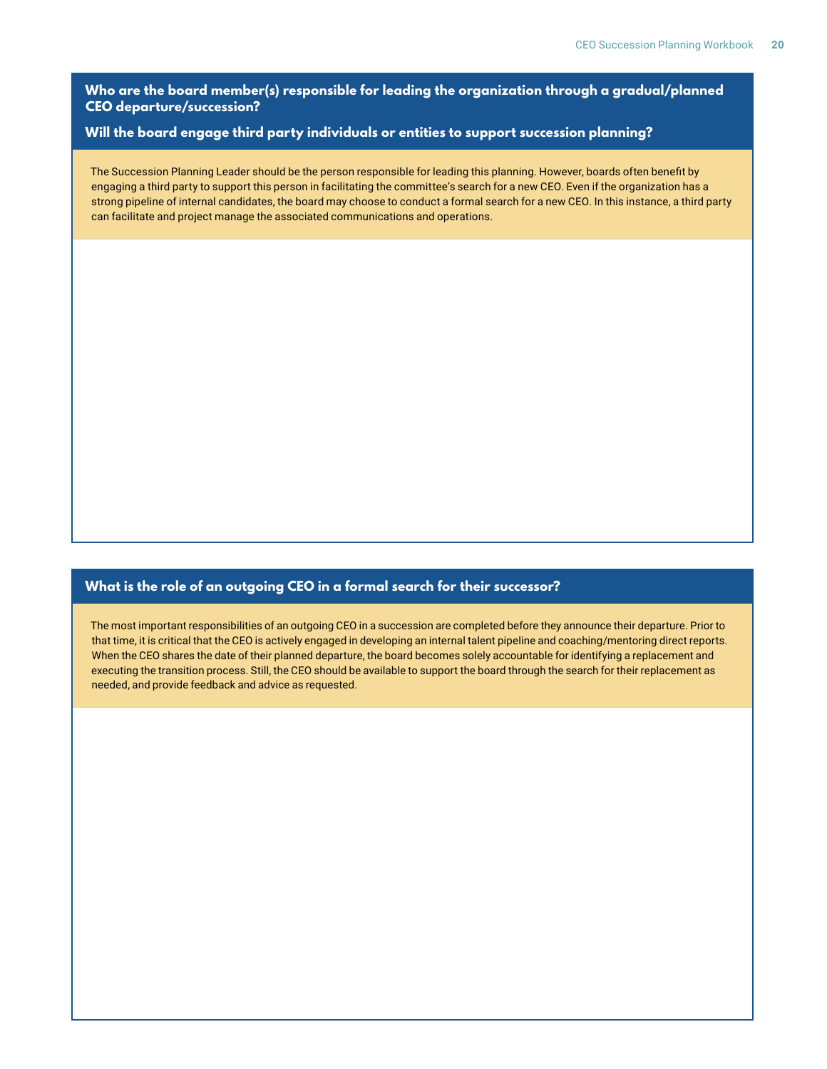## Who are the board member(s) responsible for leading the organization through a gradual/planned CEO departure/succession?

## Will the board engage third party individuals or entities to support succession planning?

The Succession Planning Leader should be the person responsible for leading this planning. However, boards often benefit by engaging a third party to support this person in facilitating the committee's search for a new CEO. Even if the organization has a strong pipeline of internal candidates, the board may choose to conduct a formal search for a new CEO. In this instance, a third party can facilitate and project manage the associated communications and operations.

## What is the role of an outgoing CEO in a formal search for their successor?

The most important responsibilities of an outgoing CEO in a succession are completed before they announce their departure. Prior to that time, it is critical that the CEO is actively engaged in developing an internal talent pipeline and coaching/mentoring direct reports. When the CEO shares the date of their planned departure, the board becomes solely accountable for identifying a replacement and executing the transition process. Still, the CEO should be available to support the board through the search for their replacement as needed, and provide feedback and advice as requested.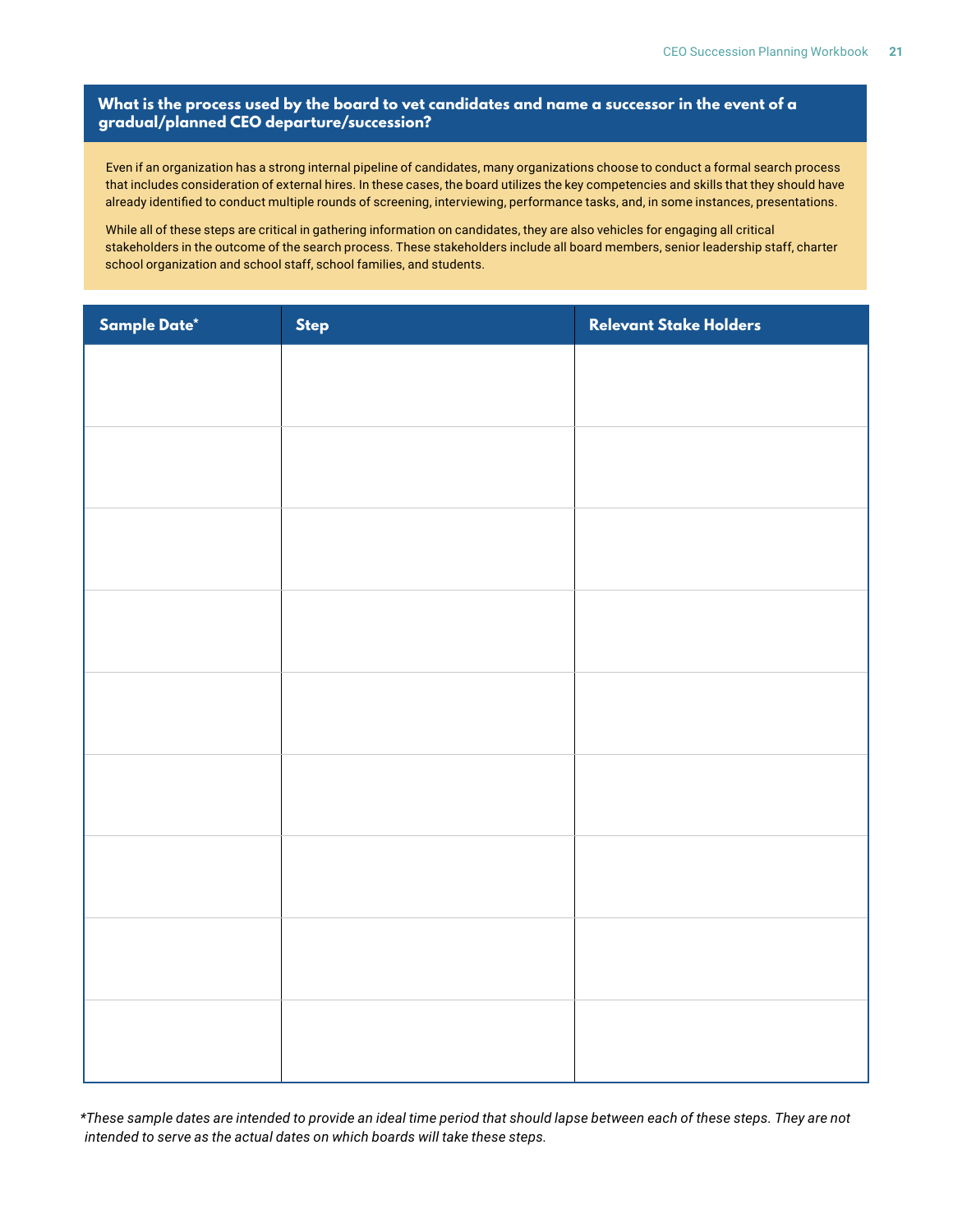## What is the process used by the board to vet candidates and name a successor in the event of a gradual/planned CEO departure/succession?

Even if an organization has a strong internal pipeline of candidates, many organizations choose to conduct a formal search process that includes consideration of external hires. In these cases, the board utilizes the key competencies and skills that they should have already identified to conduct multiple rounds of screening, interviewing, performance tasks, and, in some instances, presentations.

While all of these steps are critical in gathering information on candidates, they are also vehicles for engaging all critical stakeholders in the outcome of the search process. These stakeholders include all board members, senior leadership staff, charter school organization and school staff, school families, and students.

| Sample Date* | Step | Relevant Stake Holders |
|---|---|---|
| | | |
| | | |
| | | |
| | | |
| | | |
| | | |
| | | |
| | | |
| | | |

*These sample dates are intended to provide an ideal time period that should lapse between each of these steps. They are not intended to serve as the actual dates on which boards will take these steps.*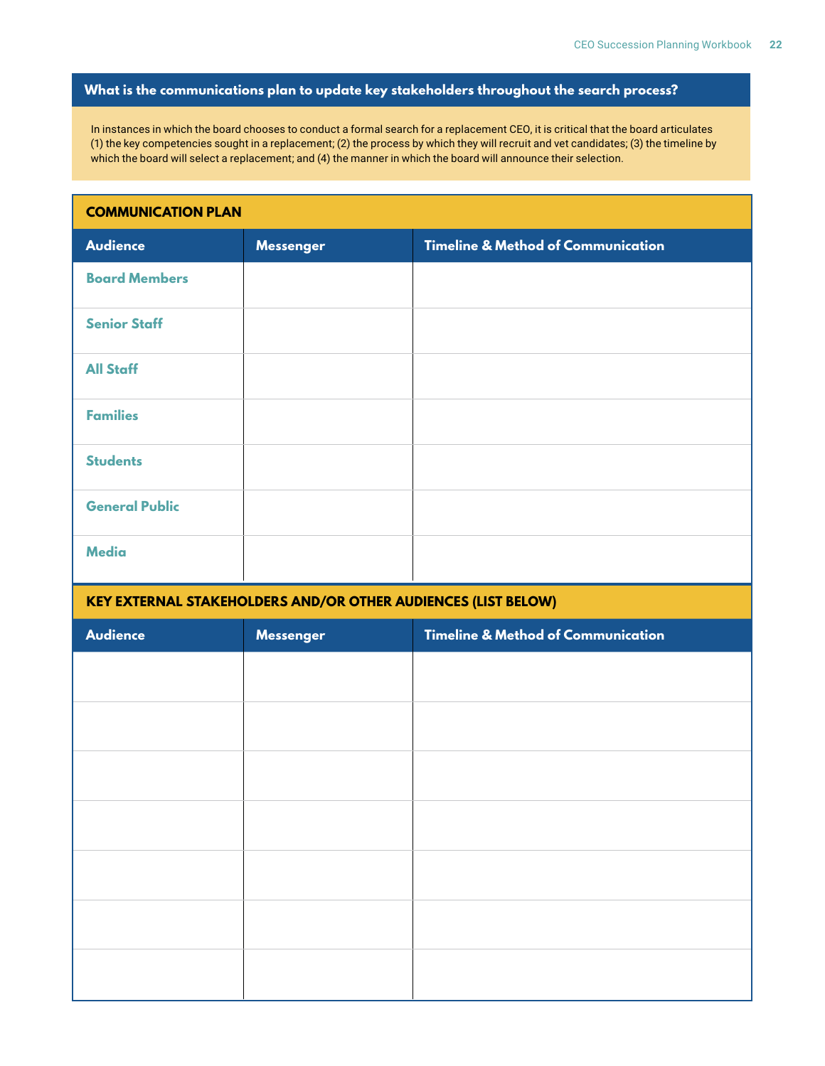## What is the communications plan to update key stakeholders throughout the search process?

In instances in which the board chooses to conduct a formal search for a replacement CEO, it is critical that the board articulates (1) the key competencies sought in a replacement; (2) the process by which they will recruit and vet candidates; (3) the timeline by which the board will select a replacement; and (4) the manner in which the board will announce their selection.

### COMMUNICATION PLAN

| Audience | Messenger | Timeline & Method of Communication |
|---|---|---|
| Board Members | | |
| Senior Staff | | |
| All Staff | | |
| Families | | |
| Students | | |
| General Public | | |
| Media | | |

### KEY EXTERNAL STAKEHOLDERS AND/OR OTHER AUDIENCES (LIST BELOW)

| Audience | Messenger | Timeline & Method of Communication |
|---|---|---|
| | | |
| | | |
| | | |
| | | |
| | | |
| | | |
| | | |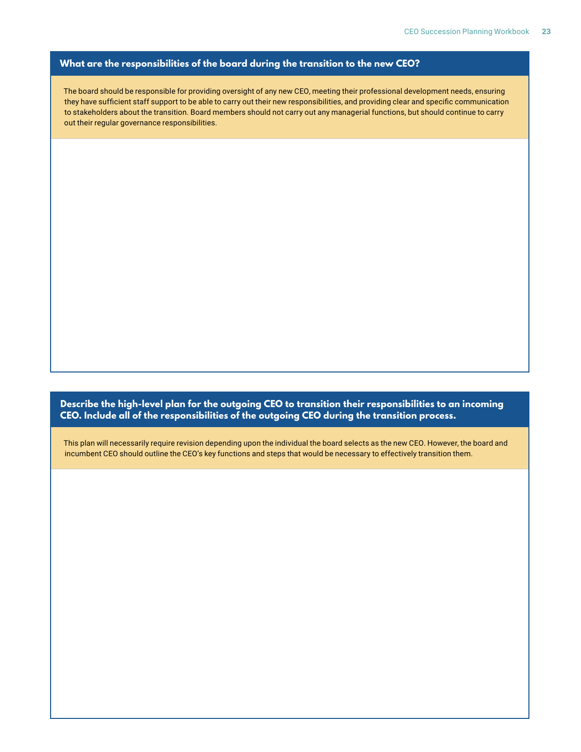### What are the responsibilities of the board during the transition to the new CEO?

The board should be responsible for providing oversight of any new CEO, meeting their professional development needs, ensuring they have sufficient staff support to be able to carry out their new responsibilities, and providing clear and specific communication to stakeholders about the transition. Board members should not carry out any managerial functions, but should continue to carry out their regular governance responsibilities.

### Describe the high-level plan for the outgoing CEO to transition their responsibilities to an incoming CEO. Include all of the responsibilities of the outgoing CEO during the transition process.

This plan will necessarily require revision depending upon the individual the board selects as the new CEO. However, the board and incumbent CEO should outline the CEO's key functions and steps that would be necessary to effectively transition them.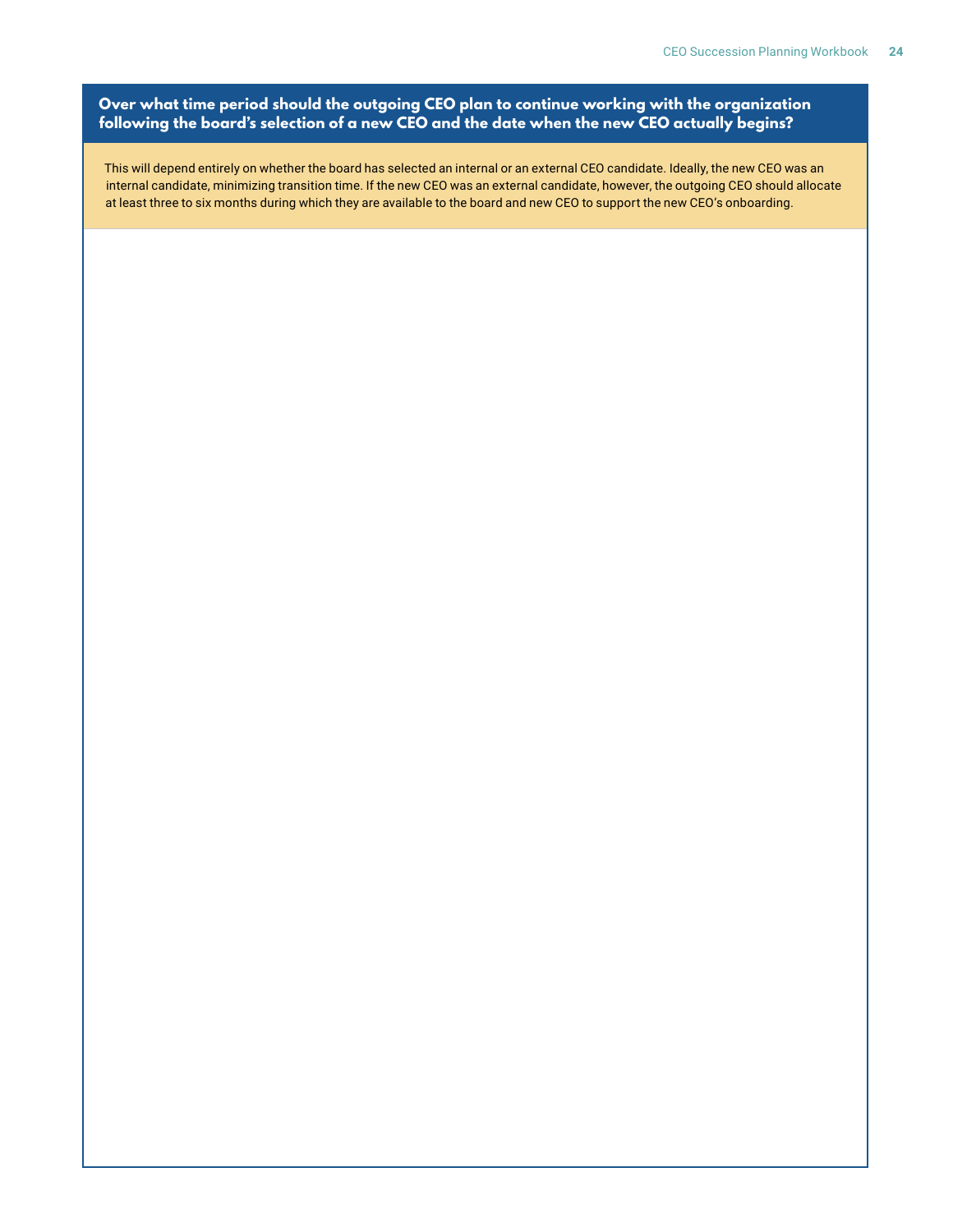**Over what time period should the outgoing CEO plan to continue working with the organization following the board's selection of a new CEO and the date when the new CEO actually begins?**

This will depend entirely on whether the board has selected an internal or an external CEO candidate. Ideally, the new CEO was an internal candidate, minimizing transition time. If the new CEO was an external candidate, however, the outgoing CEO should allocate at least three to six months during which they are available to the board and new CEO to support the new CEO's onboarding.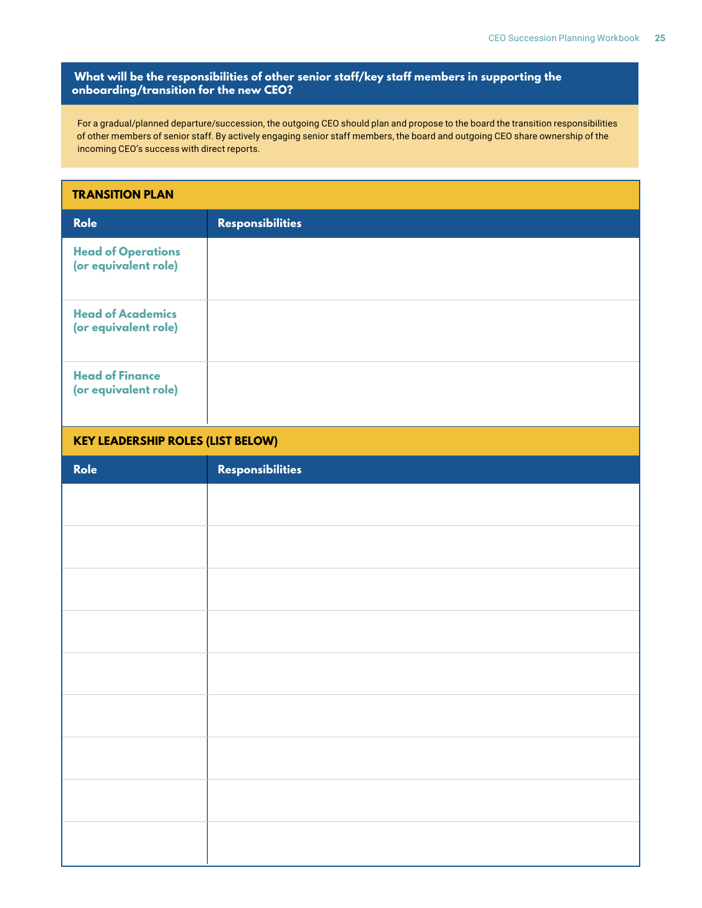## What will be the responsibilities of other senior staff/key staff members in supporting the onboarding/transition for the new CEO?

For a gradual/planned departure/succession, the outgoing CEO should plan and propose to the board the transition responsibilities of other members of senior staff. By actively engaging senior staff members, the board and outgoing CEO share ownership of the incoming CEO's success with direct reports.

**TRANSITION PLAN**

| Role | Responsibilities |
|---|---|
| **Head of Operations (or equivalent role)** | |
| **Head of Academics (or equivalent role)** | |
| **Head of Finance (or equivalent role)** | |

**KEY LEADERSHIP ROLES (LIST BELOW)**

| Role | Responsibilities |
|---|---|
| | |
| | |
| | |
| | |
| | |
| | |
| | |
| | |
| | |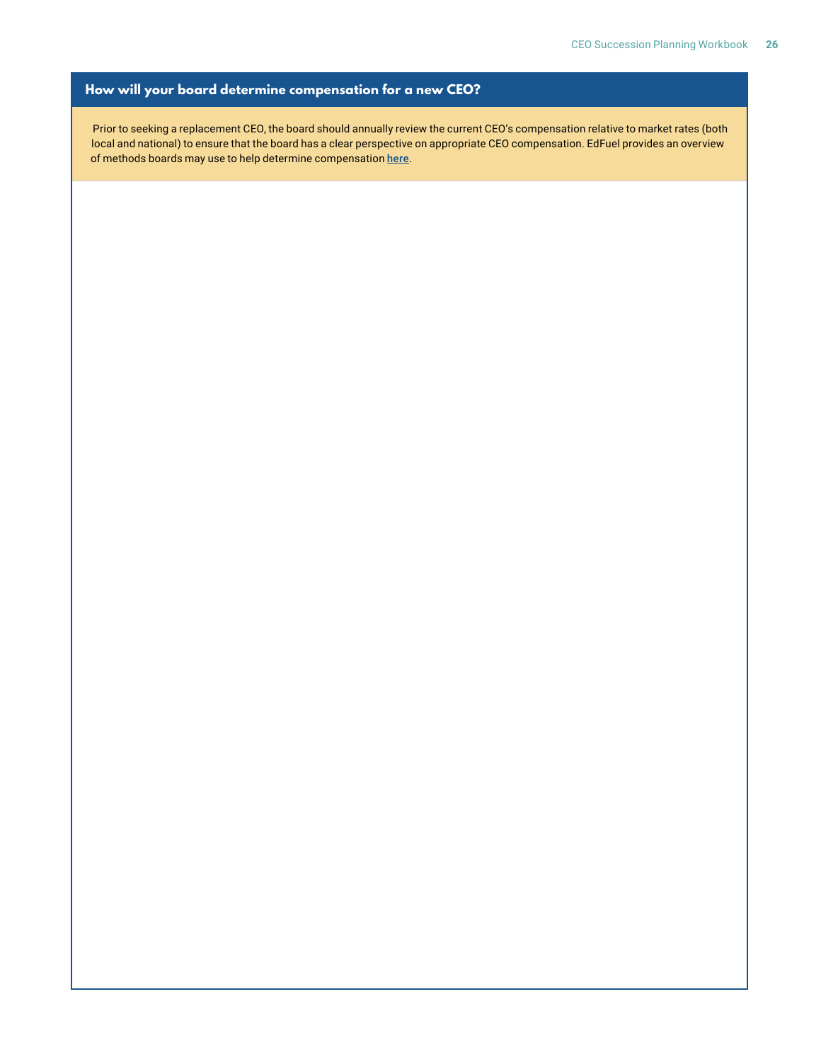## How will your board determine compensation for a new CEO?

Prior to seeking a replacement CEO, the board should annually review the current CEO's compensation relative to market rates (both local and national) to ensure that the board has a clear perspective on appropriate CEO compensation. EdFuel provides an overview of methods boards may use to help determine compensation **here**.